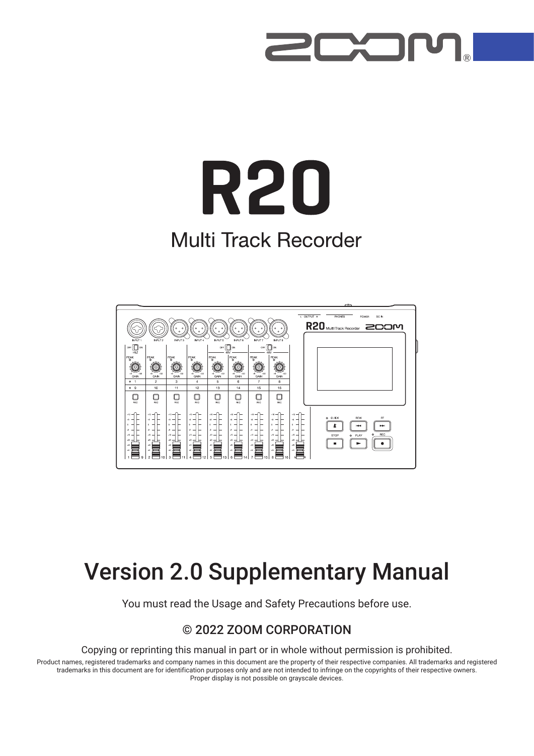# R20

Multi Track Recorder

## Version 2.0 Supplementary Manual

You must read the Usage and Safety Precautions before use.

© 2022 ZOOM CORPORATION

Copying or reprinting this manual in part or in whole without permission is prohibited.

Product names, registered trademarks and company names in this document are the property of their respective companies. All trademarks and registered trademarks in this document are for identification purposes only and are not intended to infringe on the copyrights of their respective owners.
Proper display is not possible on grayscale devices.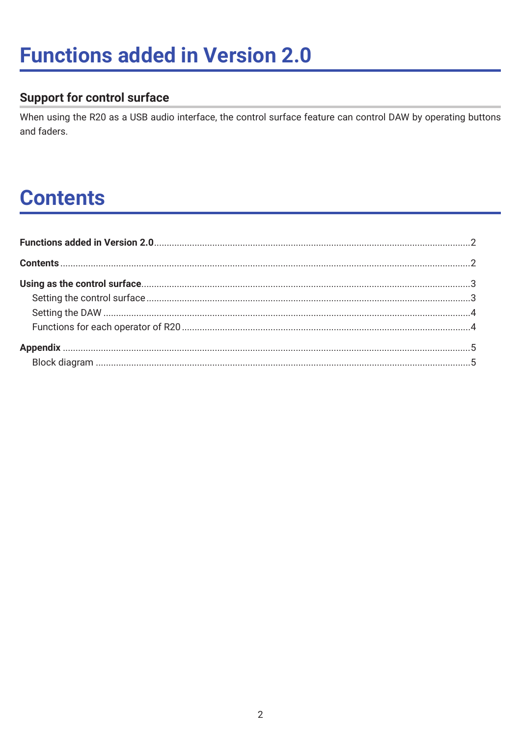# Functions added in Version 2.0

## Support for control surface

When using the R20 as a USB audio interface, the control surface feature can control DAW by operating buttons and faders.

# Contents

**Functions added in Version 2.0** .......... 2

**Contents** .......... 2

**Using as the control surface** .......... 3

- Setting the control surface .......... 3
- Setting the DAW .......... 4
- Functions for each operator of R20 .......... 4

**Appendix** .......... 5

- Block diagram .......... 5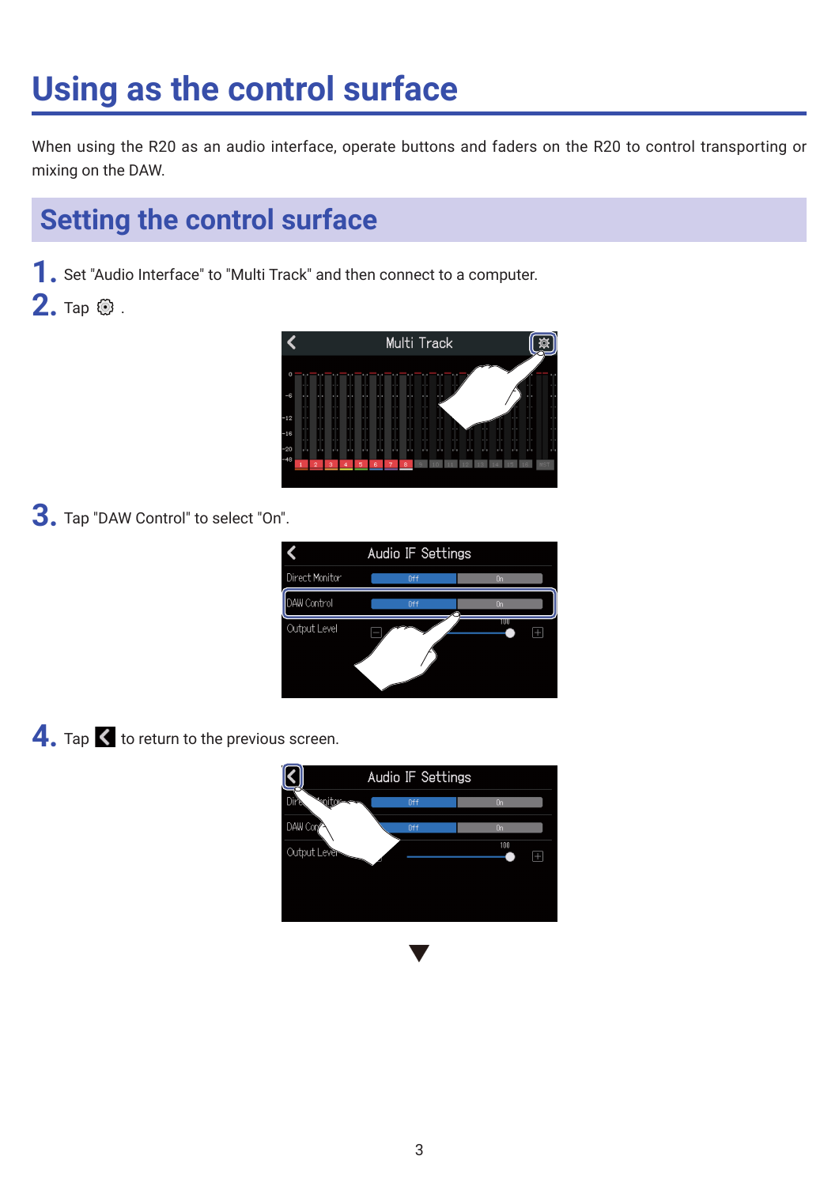# Using as the control surface

When using the R20 as an audio interface, operate buttons and faders on the R20 to control transporting or mixing on the DAW.

## Setting the control surface

1. Set "Audio Interface" to "Multi Track" and then connect to a computer.
2. Tap ⚙ .
3. Tap "DAW Control" to select "On".
4. Tap ＜ to return to the previous screen.

▼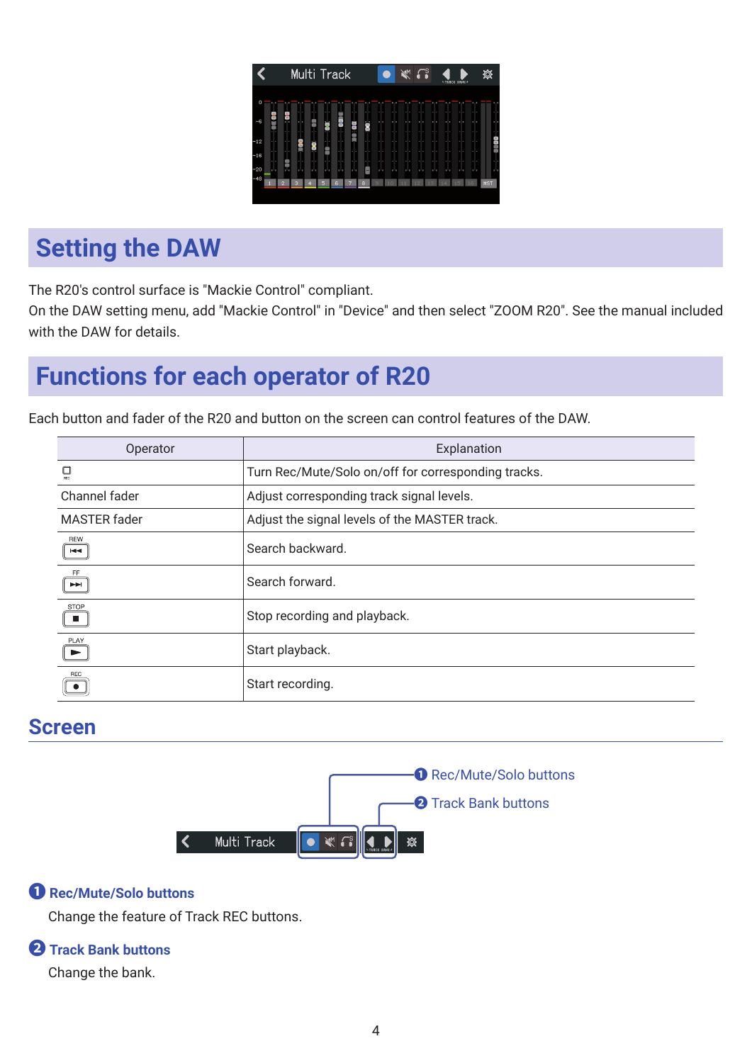## Setting the DAW

The R20's control surface is "Mackie Control" compliant.
On the DAW setting menu, add "Mackie Control" in "Device" and then select "ZOOM R20". See the manual included with the DAW for details.

## Functions for each operator of R20

Each button and fader of the R20 and button on the screen can control features of the DAW.

| Operator | Explanation |
|---|---|
| REC | Turn Rec/Mute/Solo on/off for corresponding tracks. |
| Channel fader | Adjust corresponding track signal levels. |
| MASTER fader | Adjust the signal levels of the MASTER track. |
| REW | Search backward. |
| FF | Search forward. |
| STOP | Stop recording and playback. |
| PLAY | Start playback. |
| REC | Start recording. |

### Screen

❶ Rec/Mute/Solo buttons

❷ Track Bank buttons

**❶ Rec/Mute/Solo buttons**

Change the feature of Track REC buttons.

**❷ Track Bank buttons**

Change the bank.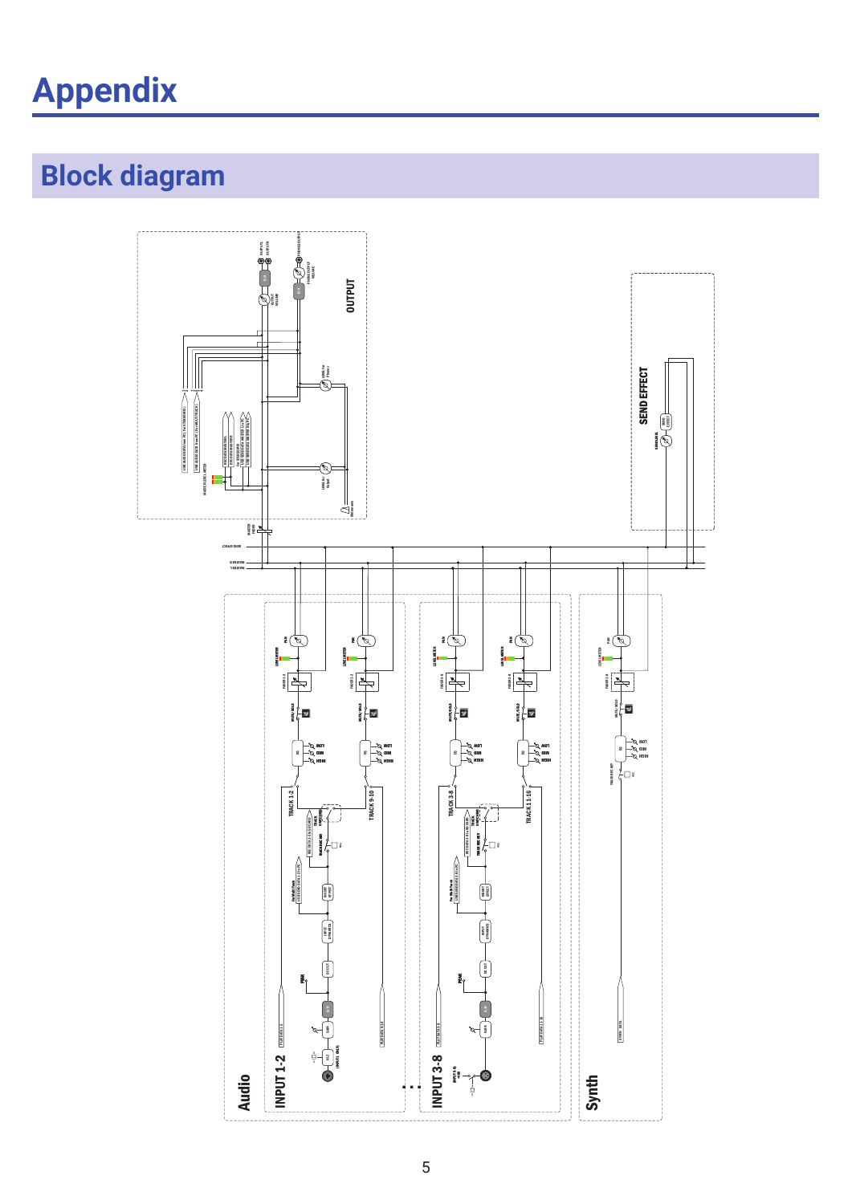# Appendix

## Block diagram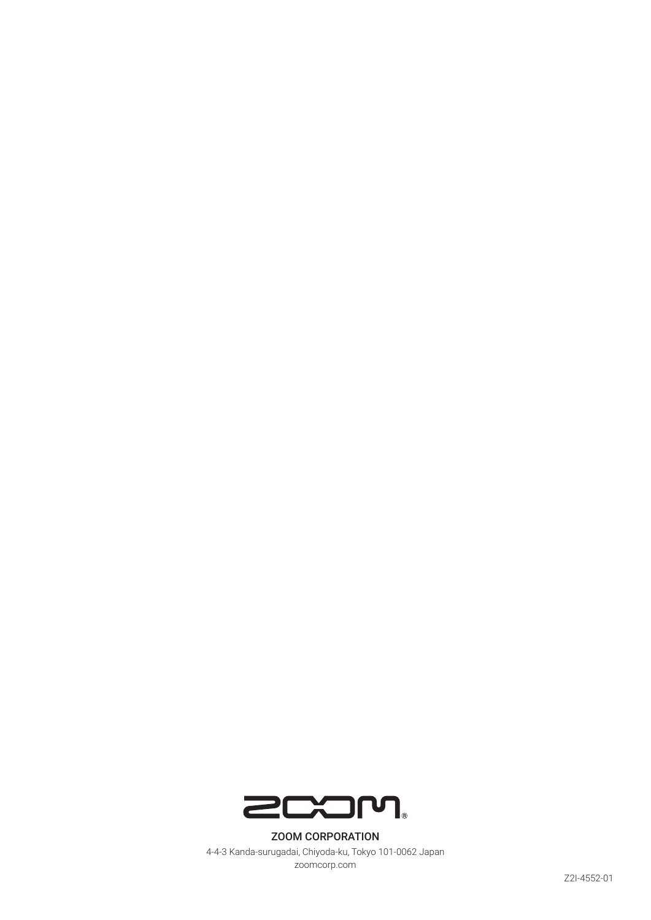ZOOM CORPORATION

4-4-3 Kanda-surugadai, Chiyoda-ku, Tokyo 101-0062 Japan

zoomcorp.com

Z2I-4552-01